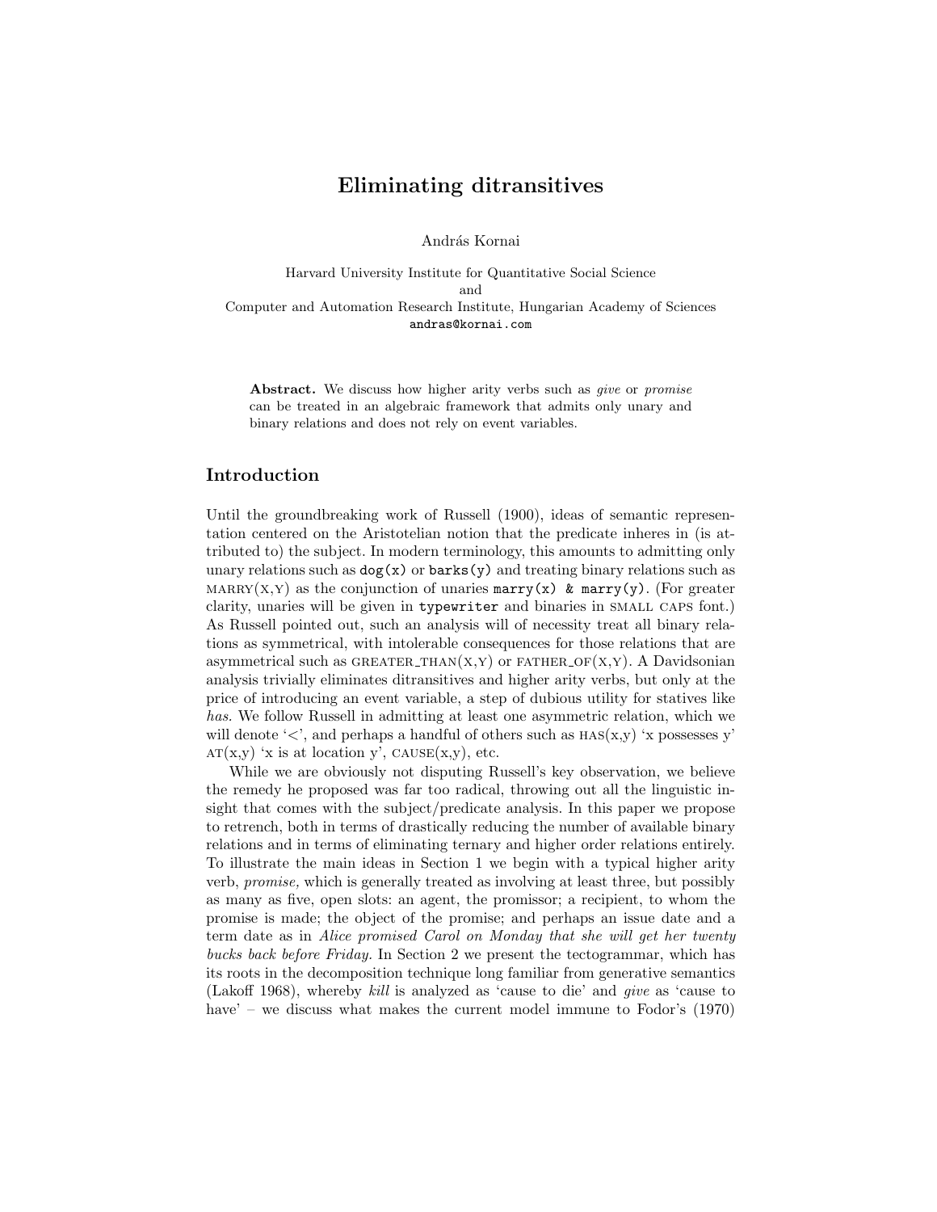# Eliminating ditransitives

András Kornai

Harvard University Institute for Quantitative Social Science
and
Computer and Automation Research Institute, Hungarian Academy of Sciences
`andras@kornai.com`

**Abstract.** We discuss how higher arity verbs such as *give* or *promise* can be treated in an algebraic framework that admits only unary and binary relations and does not rely on event variables.

## Introduction

Until the groundbreaking work of Russell (1900), ideas of semantic representation centered on the Aristotelian notion that the predicate inheres in (is attributed to) the subject. In modern terminology, this amounts to admitting only unary relations such as `dog(x)` or `barks(y)` and treating binary relations such as MARRY(X,Y) as the conjunction of unaries `marry(x) & marry(y)`. (For greater clarity, unaries will be given in `typewriter` and binaries in SMALL CAPS font.) As Russell pointed out, such an analysis will of necessity treat all binary relations as symmetrical, with intolerable consequences for those relations that are asymmetrical such as GREATER_THAN(X,Y) or FATHER_OF(X,Y). A Davidsonian analysis trivially eliminates ditransitives and higher arity verbs, but only at the price of introducing an event variable, a step of dubious utility for statives like *has*. We follow Russell in admitting at least one asymmetric relation, which we will denote '<', and perhaps a handful of others such as HAS(x,y) 'x possesses y' AT(x,y) 'x is at location y', CAUSE(x,y), etc.

While we are obviously not disputing Russell's key observation, we believe the remedy he proposed was far too radical, throwing out all the linguistic insight that comes with the subject/predicate analysis. In this paper we propose to retrench, both in terms of drastically reducing the number of available binary relations and in terms of eliminating ternary and higher order relations entirely. To illustrate the main ideas in Section 1 we begin with a typical higher arity verb, *promise,* which is generally treated as involving at least three, but possibly as many as five, open slots: an agent, the promissor; a recipient, to whom the promise is made; the object of the promise; and perhaps an issue date and a term date as in *Alice promised Carol on Monday that she will get her twenty bucks back before Friday.* In Section 2 we present the tectogrammar, which has its roots in the decomposition technique long familiar from generative semantics (Lakoff 1968), whereby *kill* is analyzed as 'cause to die' and *give* as 'cause to have' – we discuss what makes the current model immune to Fodor's (1970)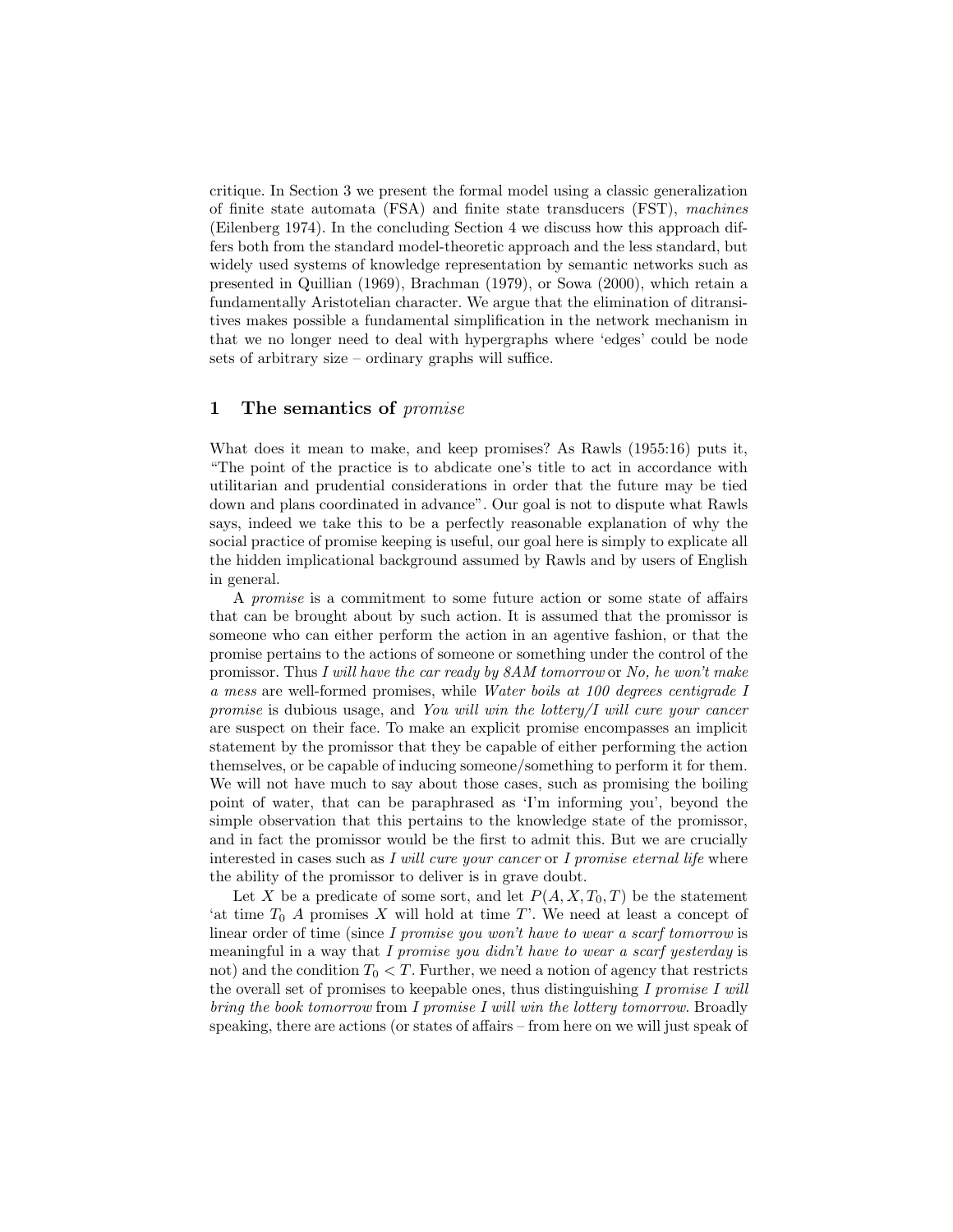critique. In Section 3 we present the formal model using a classic generalization of finite state automata (FSA) and finite state transducers (FST), *machines* (Eilenberg 1974). In the concluding Section 4 we discuss how this approach differs both from the standard model-theoretic approach and the less standard, but widely used systems of knowledge representation by semantic networks such as presented in Quillian (1969), Brachman (1979), or Sowa (2000), which retain a fundamentally Aristotelian character. We argue that the elimination of ditransitives makes possible a fundamental simplification in the network mechanism in that we no longer need to deal with hypergraphs where 'edges' could be node sets of arbitrary size – ordinary graphs will suffice.

## 1 The semantics of *promise*

What does it mean to make, and keep promises? As Rawls (1955:16) puts it, "The point of the practice is to abdicate one's title to act in accordance with utilitarian and prudential considerations in order that the future may be tied down and plans coordinated in advance". Our goal is not to dispute what Rawls says, indeed we take this to be a perfectly reasonable explanation of why the social practice of promise keeping is useful, our goal here is simply to explicate all the hidden implicational background assumed by Rawls and by users of English in general.

A *promise* is a commitment to some future action or some state of affairs that can be brought about by such action. It is assumed that the promissor is someone who can either perform the action in an agentive fashion, or that the promise pertains to the actions of someone or something under the control of the promissor. Thus *I will have the car ready by 8AM tomorrow* or *No, he won't make a mess* are well-formed promises, while *Water boils at 100 degrees centigrade I promise* is dubious usage, and *You will win the lottery/I will cure your cancer* are suspect on their face. To make an explicit promise encompasses an implicit statement by the promissor that they be capable of either performing the action themselves, or be capable of inducing someone/something to perform it for them. We will not have much to say about those cases, such as promising the boiling point of water, that can be paraphrased as 'I'm informing you', beyond the simple observation that this pertains to the knowledge state of the promissor, and in fact the promissor would be the first to admit this. But we are crucially interested in cases such as *I will cure your cancer* or *I promise eternal life* where the ability of the promissor to deliver is in grave doubt.

Let $X$ be a predicate of some sort, and let $P(A, X, T_0, T)$ be the statement 'at time $T_0$ $A$ promises $X$ will hold at time $T$'. We need at least a concept of linear order of time (since *I promise you won't have to wear a scarf tomorrow* is meaningful in a way that *I promise you didn't have to wear a scarf yesterday* is not) and the condition $T_0 < T$. Further, we need a notion of agency that restricts the overall set of promises to keepable ones, thus distinguishing *I promise I will bring the book tomorrow* from *I promise I will win the lottery tomorrow*. Broadly speaking, there are actions (or states of affairs – from here on we will just speak of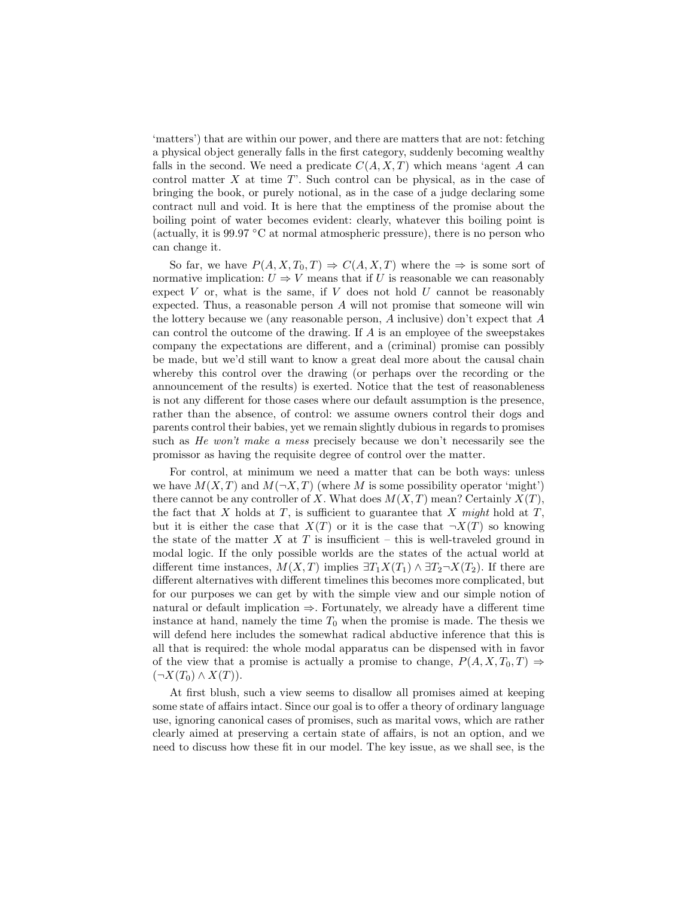'matters') that are within our power, and there are matters that are not: fetching a physical object generally falls in the first category, suddenly becoming wealthy falls in the second. We need a predicate $C(A, X, T)$ which means 'agent $A$ can control matter $X$ at time $T$'. Such control can be physical, as in the case of bringing the book, or purely notional, as in the case of a judge declaring some contract null and void. It is here that the emptiness of the promise about the boiling point of water becomes evident: clearly, whatever this boiling point is (actually, it is 99.97 °C at normal atmospheric pressure), there is no person who can change it.

So far, we have $P(A, X, T_0, T) \Rightarrow C(A, X, T)$ where the $\Rightarrow$ is some sort of normative implication: $U \Rightarrow V$ means that if $U$ is reasonable we can reasonably expect $V$ or, what is the same, if $V$ does not hold $U$ cannot be reasonably expected. Thus, a reasonable person $A$ will not promise that someone will win the lottery because we (any reasonable person, $A$ inclusive) don't expect that $A$ can control the outcome of the drawing. If $A$ is an employee of the sweepstakes company the expectations are different, and a (criminal) promise can possibly be made, but we'd still want to know a great deal more about the causal chain whereby this control over the drawing (or perhaps over the recording or the announcement of the results) is exerted. Notice that the test of reasonableness is not any different for those cases where our default assumption is the presence, rather than the absence, of control: we assume owners control their dogs and parents control their babies, yet we remain slightly dubious in regards to promises such as *He won't make a mess* precisely because we don't necessarily see the promissor as having the requisite degree of control over the matter.

For control, at minimum we need a matter that can be both ways: unless we have $M(X, T)$ and $M(\neg X, T)$ (where $M$ is some possibility operator 'might') there cannot be any controller of $X$. What does $M(X, T)$ mean? Certainly $X(T)$, the fact that $X$ holds at $T$, is sufficient to guarantee that $X$ *might* hold at $T$, but it is either the case that $X(T)$ or it is the case that $\neg X(T)$ so knowing the state of the matter $X$ at $T$ is insufficient – this is well-traveled ground in modal logic. If the only possible worlds are the states of the actual world at different time instances, $M(X, T)$ implies $\exists T_1 X(T_1) \wedge \exists T_2 \neg X(T_2)$. If there are different alternatives with different timelines this becomes more complicated, but for our purposes we can get by with the simple view and our simple notion of natural or default implication $\Rightarrow$. Fortunately, we already have a different time instance at hand, namely the time $T_0$ when the promise is made. The thesis we will defend here includes the somewhat radical abductive inference that this is all that is required: the whole modal apparatus can be dispensed with in favor of the view that a promise is actually a promise to change, $P(A, X, T_0, T) \Rightarrow (\neg X(T_0) \wedge X(T))$.

At first blush, such a view seems to disallow all promises aimed at keeping some state of affairs intact. Since our goal is to offer a theory of ordinary language use, ignoring canonical cases of promises, such as marital vows, which are rather clearly aimed at preserving a certain state of affairs, is not an option, and we need to discuss how these fit in our model. The key issue, as we shall see, is the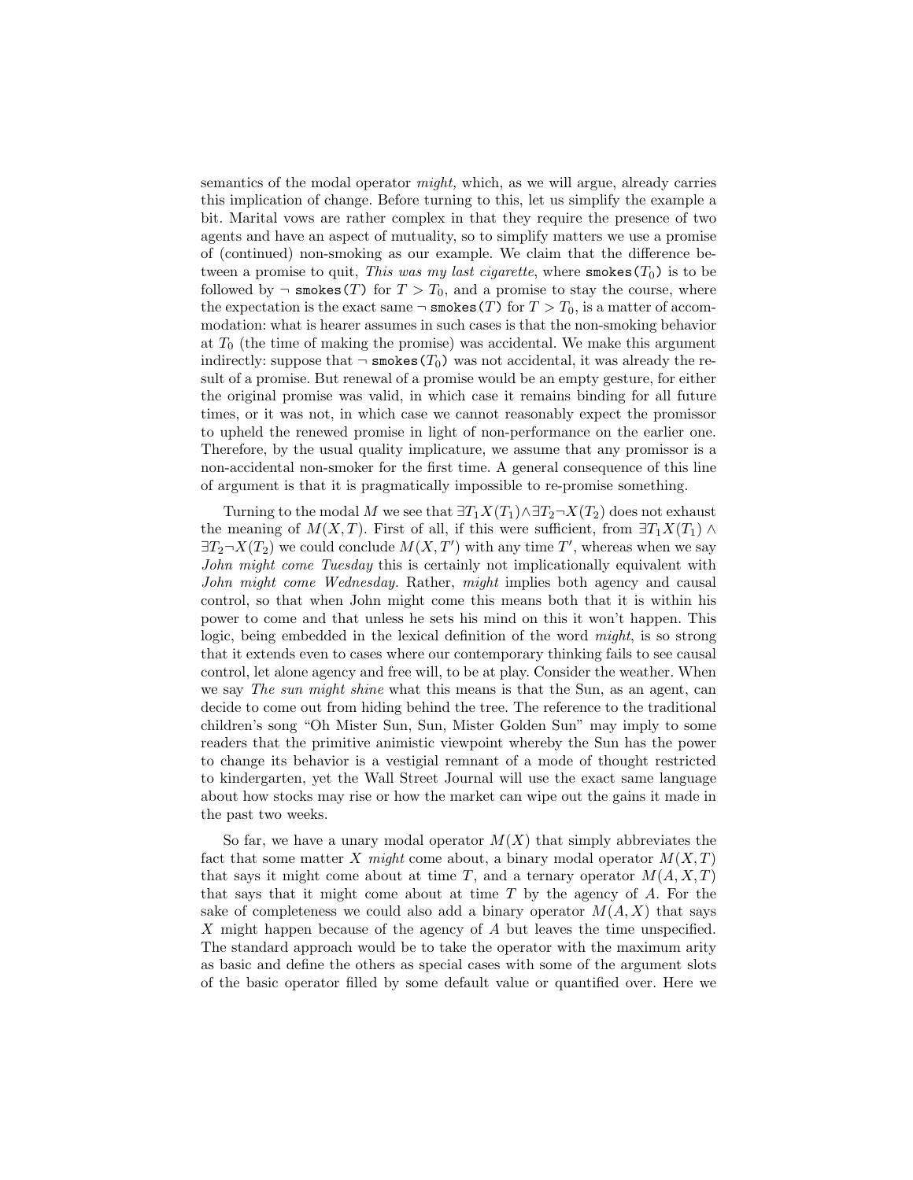semantics of the modal operator *might,* which, as we will argue, already carries this implication of change. Before turning to this, let us simplify the example a bit. Marital vows are rather complex in that they require the presence of two agents and have an aspect of mutuality, so to simplify matters we use a promise of (continued) non-smoking as our example. We claim that the difference between a promise to quit, *This was my last cigarette*, where `smokes(`$T_0$`)` is to be followed by ¬ `smokes(`$T$`)` for $T > T_0$, and a promise to stay the course, where the expectation is the exact same ¬ `smokes(`$T$`)` for $T > T_0$, is a matter of accommodation: what is hearer assumes in such cases is that the non-smoking behavior at $T_0$ (the time of making the promise) was accidental. We make this argument indirectly: suppose that ¬ `smokes(`$T_0$`)` was not accidental, it was already the result of a promise. But renewal of a promise would be an empty gesture, for either the original promise was valid, in which case it remains binding for all future times, or it was not, in which case we cannot reasonably expect the promissor to upheld the renewed promise in light of non-performance on the earlier one. Therefore, by the usual quality implicature, we assume that any promissor is a non-accidental non-smoker for the first time. A general consequence of this line of argument is that it is pragmatically impossible to re-promise something.

Turning to the modal $M$ we see that $\exists T_1 X(T_1) \wedge \exists T_2 \neg X(T_2)$ does not exhaust the meaning of $M(X,T)$. First of all, if this were sufficient, from $\exists T_1 X(T_1) \wedge \exists T_2 \neg X(T_2)$ we could conclude $M(X,T')$ with any time $T'$, whereas when we say *John might come Tuesday* this is certainly not implicationally equivalent with *John might come Wednesday.* Rather, *might* implies both agency and causal control, so that when John might come this means both that it is within his power to come and that unless he sets his mind on this it won't happen. This logic, being embedded in the lexical definition of the word *might*, is so strong that it extends even to cases where our contemporary thinking fails to see causal control, let alone agency and free will, to be at play. Consider the weather. When we say *The sun might shine* what this means is that the Sun, as an agent, can decide to come out from hiding behind the tree. The reference to the traditional children's song "Oh Mister Sun, Sun, Mister Golden Sun" may imply to some readers that the primitive animistic viewpoint whereby the Sun has the power to change its behavior is a vestigial remnant of a mode of thought restricted to kindergarten, yet the Wall Street Journal will use the exact same language about how stocks may rise or how the market can wipe out the gains it made in the past two weeks.

So far, we have a unary modal operator $M(X)$ that simply abbreviates the fact that some matter $X$ *might* come about, a binary modal operator $M(X,T)$ that says it might come about at time $T$, and a ternary operator $M(A,X,T)$ that says that it might come about at time $T$ by the agency of $A$. For the sake of completeness we could also add a binary operator $M(A,X)$ that says $X$ might happen because of the agency of $A$ but leaves the time unspecified. The standard approach would be to take the operator with the maximum arity as basic and define the others as special cases with some of the argument slots of the basic operator filled by some default value or quantified over. Here we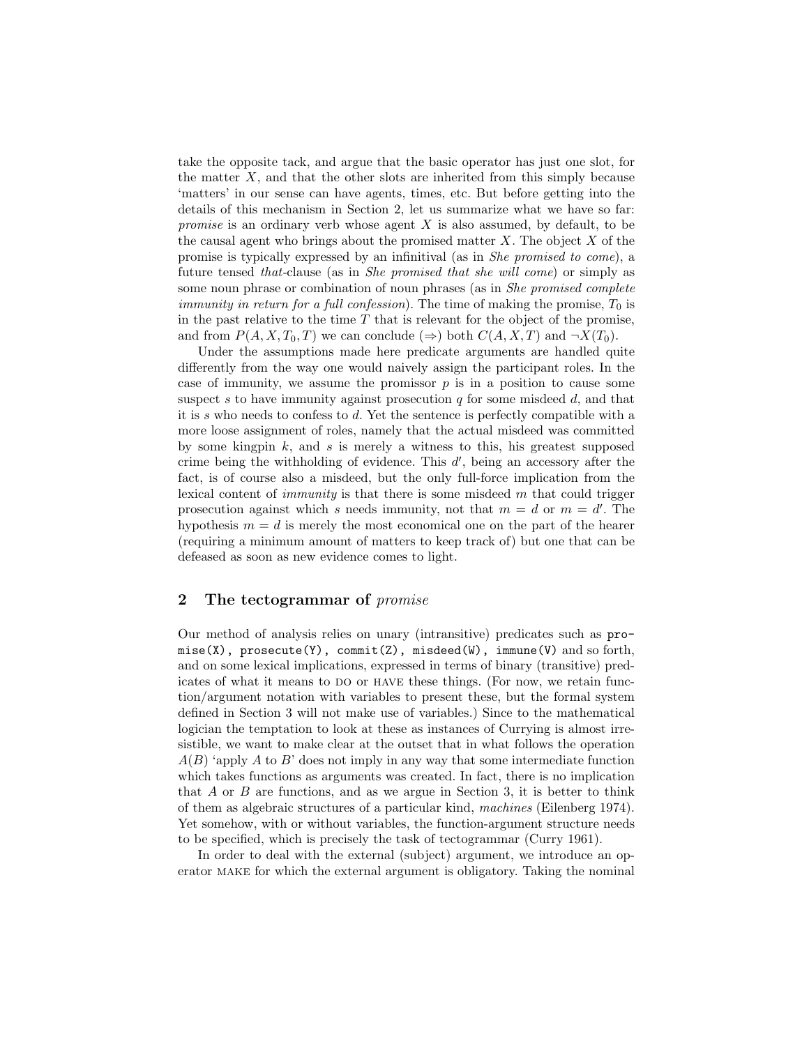take the opposite tack, and argue that the basic operator has just one slot, for the matter $X$, and that the other slots are inherited from this simply because 'matters' in our sense can have agents, times, etc. But before getting into the details of this mechanism in Section 2, let us summarize what we have so far: *promise* is an ordinary verb whose agent $X$ is also assumed, by default, to be the causal agent who brings about the promised matter $X$. The object $X$ of the promise is typically expressed by an infinitival (as in *She promised to come*), a future tensed *that*-clause (as in *She promised that she will come*) or simply as some noun phrase or combination of noun phrases (as in *She promised complete immunity in return for a full confession*). The time of making the promise, $T_0$ is in the past relative to the time $T$ that is relevant for the object of the promise, and from $P(A, X, T_0, T)$ we can conclude ($\Rightarrow$) both $C(A, X, T)$ and $\neg X(T_0)$.

Under the assumptions made here predicate arguments are handled quite differently from the way one would naively assign the participant roles. In the case of immunity, we assume the promissor $p$ is in a position to cause some suspect $s$ to have immunity against prosecution $q$ for some misdeed $d$, and that it is $s$ who needs to confess to $d$. Yet the sentence is perfectly compatible with a more loose assignment of roles, namely that the actual misdeed was committed by some kingpin $k$, and $s$ is merely a witness to this, his greatest supposed crime being the withholding of evidence. This $d'$, being an accessory after the fact, is of course also a misdeed, but the only full-force implication from the lexical content of *immunity* is that there is some misdeed $m$ that could trigger prosecution against which $s$ needs immunity, not that $m = d$ or $m = d'$. The hypothesis $m = d$ is merely the most economical one on the part of the hearer (requiring a minimum amount of matters to keep track of) but one that can be defeased as soon as new evidence comes to light.

## 2 The tectogrammar of *promise*

Our method of analysis relies on unary (intransitive) predicates such as `promise(X), prosecute(Y), commit(Z), misdeed(W), immune(V)` and so forth, and on some lexical implications, expressed in terms of binary (transitive) predicates of what it means to DO or HAVE these things. (For now, we retain function/argument notation with variables to present these, but the formal system defined in Section 3 will not make use of variables.) Since to the mathematical logician the temptation to look at these as instances of Currying is almost irresistible, we want to make clear at the outset that in what follows the operation $A(B)$ 'apply $A$ to $B$' does not imply in any way that some intermediate function which takes functions as arguments was created. In fact, there is no implication that $A$ or $B$ are functions, and as we argue in Section 3, it is better to think of them as algebraic structures of a particular kind, *machines* (Eilenberg 1974). Yet somehow, with or without variables, the function-argument structure needs to be specified, which is precisely the task of tectogrammar (Curry 1961).

In order to deal with the external (subject) argument, we introduce an operator MAKE for which the external argument is obligatory. Taking the nominal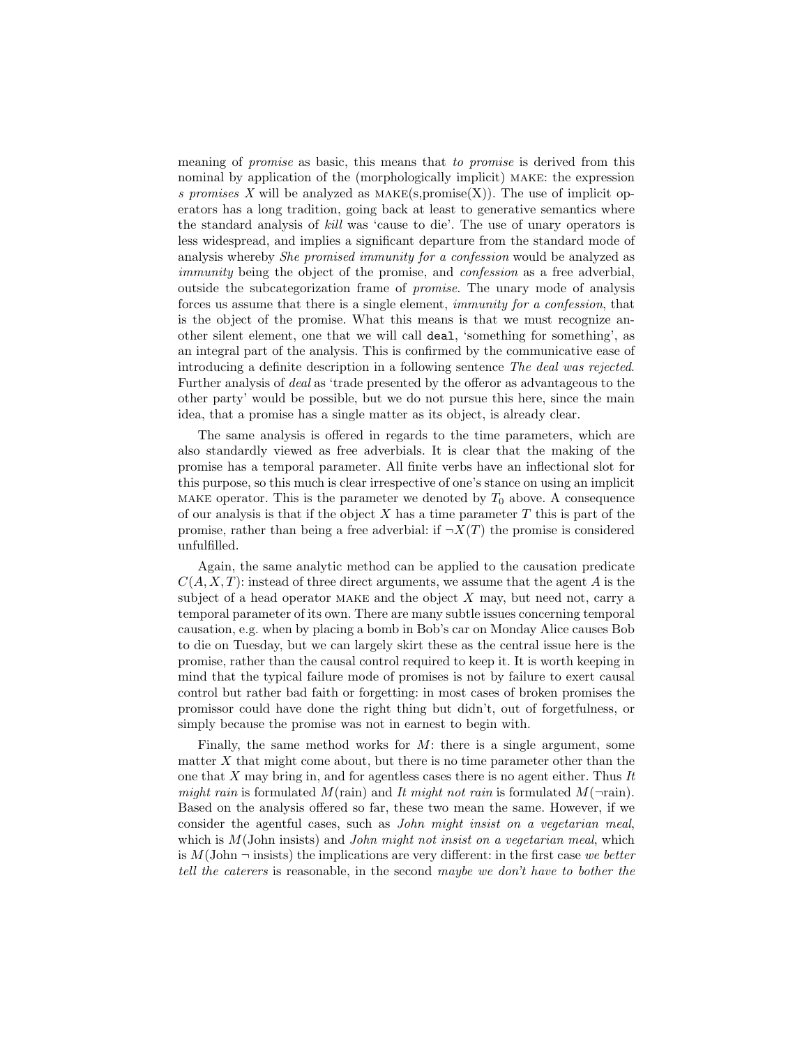meaning of *promise* as basic, this means that *to promise* is derived from this nominal by application of the (morphologically implicit) MAKE: the expression *s promises X* will be analyzed as MAKE(s,promise(X)). The use of implicit operators has a long tradition, going back at least to generative semantics where the standard analysis of *kill* was 'cause to die'. The use of unary operators is less widespread, and implies a significant departure from the standard mode of analysis whereby *She promised immunity for a confession* would be analyzed as *immunity* being the object of the promise, and *confession* as a free adverbial, outside the subcategorization frame of *promise*. The unary mode of analysis forces us assume that there is a single element, *immunity for a confession*, that is the object of the promise. What this means is that we must recognize another silent element, one that we will call `deal`, 'something for something', as an integral part of the analysis. This is confirmed by the communicative ease of introducing a definite description in a following sentence *The deal was rejected*. Further analysis of *deal* as 'trade presented by the offeror as advantageous to the other party' would be possible, but we do not pursue this here, since the main idea, that a promise has a single matter as its object, is already clear.

The same analysis is offered in regards to the time parameters, which are also standardly viewed as free adverbials. It is clear that the making of the promise has a temporal parameter. All finite verbs have an inflectional slot for this purpose, so this much is clear irrespective of one's stance on using an implicit MAKE operator. This is the parameter we denoted by $T_0$ above. A consequence of our analysis is that if the object $X$ has a time parameter $T$ this is part of the promise, rather than being a free adverbial: if $\neg X(T)$ the promise is considered unfulfilled.

Again, the same analytic method can be applied to the causation predicate $C(A, X, T)$: instead of three direct arguments, we assume that the agent $A$ is the subject of a head operator MAKE and the object $X$ may, but need not, carry a temporal parameter of its own. There are many subtle issues concerning temporal causation, e.g. when by placing a bomb in Bob's car on Monday Alice causes Bob to die on Tuesday, but we can largely skirt these as the central issue here is the promise, rather than the causal control required to keep it. It is worth keeping in mind that the typical failure mode of promises is not by failure to exert causal control but rather bad faith or forgetting: in most cases of broken promises the promissor could have done the right thing but didn't, out of forgetfulness, or simply because the promise was not in earnest to begin with.

Finally, the same method works for $M$: there is a single argument, some matter $X$ that might come about, but there is no time parameter other than the one that $X$ may bring in, and for agentless cases there is no agent either. Thus *It might rain* is formulated $M(\text{rain})$ and *It might not rain* is formulated $M(\neg\text{rain})$. Based on the analysis offered so far, these two mean the same. However, if we consider the agentful cases, such as *John might insist on a vegetarian meal*, which is $M(\text{John insists})$ and *John might not insist on a vegetarian meal*, which is $M(\text{John} \neg \text{ insists})$ the implications are very different: in the first case *we better tell the caterers* is reasonable, in the second *maybe we don't have to bother the*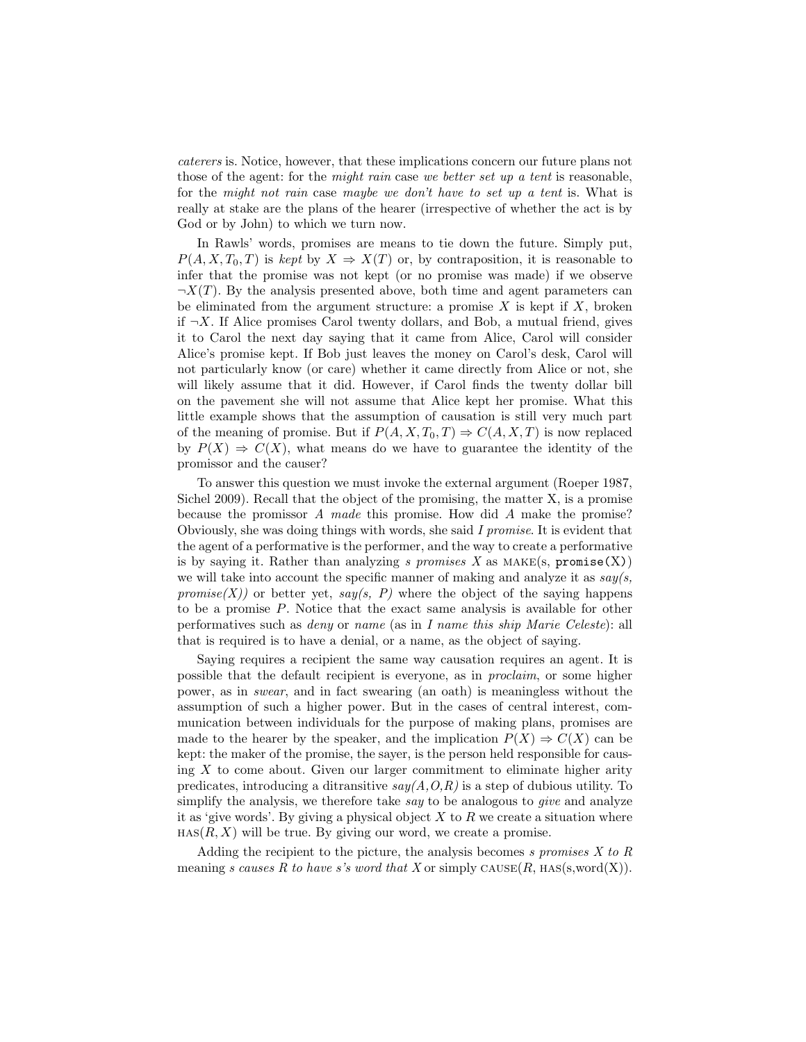*caterers* is. Notice, however, that these implications concern our future plans not those of the agent: for the *might rain* case *we better set up a tent* is reasonable, for the *might not rain* case *maybe we don't have to set up a tent* is. What is really at stake are the plans of the hearer (irrespective of whether the act is by God or by John) to which we turn now.

In Rawls' words, promises are means to tie down the future. Simply put, $P(A, X, T_0, T)$ is *kept* by $X \Rightarrow X(T)$ or, by contraposition, it is reasonable to infer that the promise was not kept (or no promise was made) if we observe $\neg X(T)$. By the analysis presented above, both time and agent parameters can be eliminated from the argument structure: a promise $X$ is kept if $X$, broken if $\neg X$. If Alice promises Carol twenty dollars, and Bob, a mutual friend, gives it to Carol the next day saying that it came from Alice, Carol will consider Alice's promise kept. If Bob just leaves the money on Carol's desk, Carol will not particularly know (or care) whether it came directly from Alice or not, she will likely assume that it did. However, if Carol finds the twenty dollar bill on the pavement she will not assume that Alice kept her promise. What this little example shows that the assumption of causation is still very much part of the meaning of promise. But if $P(A, X, T_0, T) \Rightarrow C(A, X, T)$ is now replaced by $P(X) \Rightarrow C(X)$, what means do we have to guarantee the identity of the promissor and the causer?

To answer this question we must invoke the external argument (Roeper 1987, Sichel 2009). Recall that the object of the promising, the matter X, is a promise because the promissor $A$ *made* this promise. How did $A$ make the promise? Obviously, she was doing things with words, she said *I promise*. It is evident that the agent of a performative is the performer, and the way to create a performative is by saying it. Rather than analyzing *s promises X* as MAKE(s, `promise(X)`) we will take into account the specific manner of making and analyze it as *say(s, promise(X))* or better yet, *say(s, P)* where the object of the saying happens to be a promise $P$. Notice that the exact same analysis is available for other performatives such as *deny* or *name* (as in *I name this ship Marie Celeste*): all that is required is to have a denial, or a name, as the object of saying.

Saying requires a recipient the same way causation requires an agent. It is possible that the default recipient is everyone, as in *proclaim*, or some higher power, as in *swear*, and in fact swearing (an oath) is meaningless without the assumption of such a higher power. But in the cases of central interest, communication between individuals for the purpose of making plans, promises are made to the hearer by the speaker, and the implication $P(X) \Rightarrow C(X)$ can be kept: the maker of the promise, the sayer, is the person held responsible for causing $X$ to come about. Given our larger commitment to eliminate higher arity predicates, introducing a ditransitive *say(A,O,R)* is a step of dubious utility. To simplify the analysis, we therefore take *say* to be analogous to *give* and analyze it as 'give words'. By giving a physical object $X$ to $R$ we create a situation where HAS$(R, X)$ will be true. By giving our word, we create a promise.

Adding the recipient to the picture, the analysis becomes *s promises X to R* meaning *s causes R to have s's word that X* or simply CAUSE($R$, HAS(s,word(X)).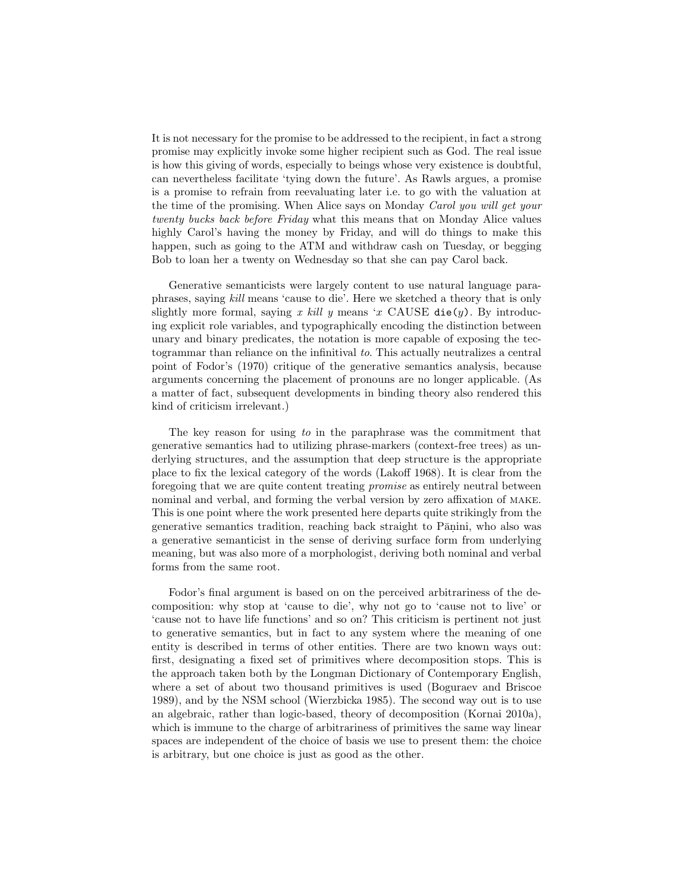It is not necessary for the promise to be addressed to the recipient, in fact a strong promise may explicitly invoke some higher recipient such as God. The real issue is how this giving of words, especially to beings whose very existence is doubtful, can nevertheless facilitate 'tying down the future'. As Rawls argues, a promise is a promise to refrain from reevaluating later i.e. to go with the valuation at the time of the promising. When Alice says on Monday *Carol you will get your twenty bucks back before Friday* what this means that on Monday Alice values highly Carol's having the money by Friday, and will do things to make this happen, such as going to the ATM and withdraw cash on Tuesday, or begging Bob to loan her a twenty on Wednesday so that she can pay Carol back.

Generative semanticists were largely content to use natural language paraphrases, saying *kill* means 'cause to die'. Here we sketched a theory that is only slightly more formal, saying $x$ *kill* $y$ means '$x$ CAUSE `die`($y$). By introducing explicit role variables, and typographically encoding the distinction between unary and binary predicates, the notation is more capable of exposing the tectogrammar than reliance on the infinitival *to*. This actually neutralizes a central point of Fodor's (1970) critique of the generative semantics analysis, because arguments concerning the placement of pronouns are no longer applicable. (As a matter of fact, subsequent developments in binding theory also rendered this kind of criticism irrelevant.)

The key reason for using *to* in the paraphrase was the commitment that generative semantics had to utilizing phrase-markers (context-free trees) as underlying structures, and the assumption that deep structure is the appropriate place to fix the lexical category of the words (Lakoff 1968). It is clear from the foregoing that we are quite content treating *promise* as entirely neutral between nominal and verbal, and forming the verbal version by zero affixation of MAKE. This is one point where the work presented here departs quite strikingly from the generative semantics tradition, reaching back straight to Pāṇini, who also was a generative semanticist in the sense of deriving surface form from underlying meaning, but was also more of a morphologist, deriving both nominal and verbal forms from the same root.

Fodor's final argument is based on on the perceived arbitrariness of the decomposition: why stop at 'cause to die', why not go to 'cause not to live' or 'cause not to have life functions' and so on? This criticism is pertinent not just to generative semantics, but in fact to any system where the meaning of one entity is described in terms of other entities. There are two known ways out: first, designating a fixed set of primitives where decomposition stops. This is the approach taken both by the Longman Dictionary of Contemporary English, where a set of about two thousand primitives is used (Boguraev and Briscoe 1989), and by the NSM school (Wierzbicka 1985). The second way out is to use an algebraic, rather than logic-based, theory of decomposition (Kornai 2010a), which is immune to the charge of arbitrariness of primitives the same way linear spaces are independent of the choice of basis we use to present them: the choice is arbitrary, but one choice is just as good as the other.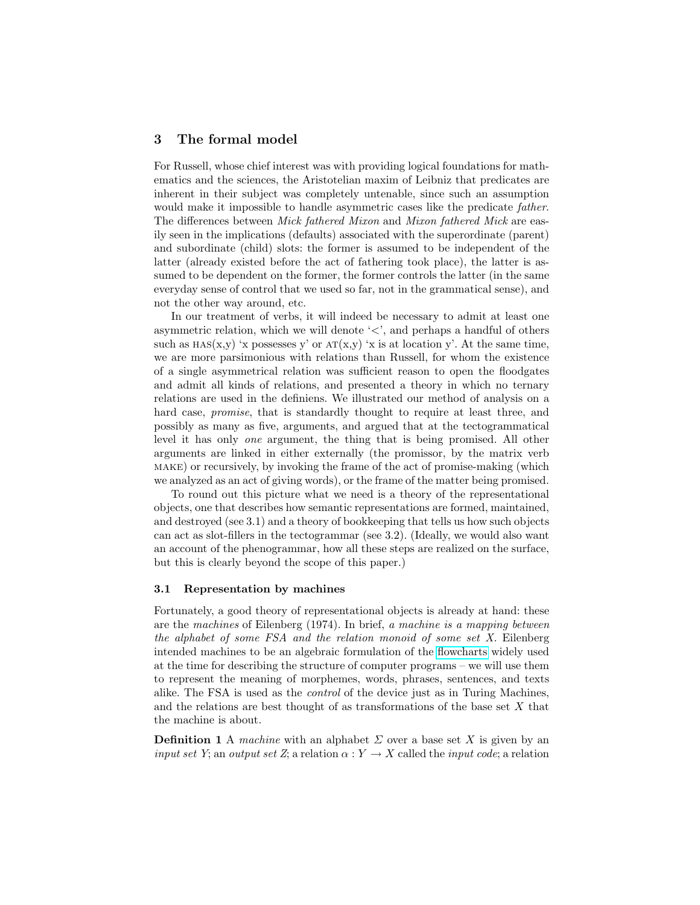## 3 The formal model

For Russell, whose chief interest was with providing logical foundations for mathematics and the sciences, the Aristotelian maxim of Leibniz that predicates are inherent in their subject was completely untenable, since such an assumption would make it impossible to handle asymmetric cases like the predicate *father*. The differences between *Mick fathered Mixon* and *Mixon fathered Mick* are easily seen in the implications (defaults) associated with the superordinate (parent) and subordinate (child) slots: the former is assumed to be independent of the latter (already existed before the act of fathering took place), the latter is assumed to be dependent on the former, the former controls the latter (in the same everyday sense of control that we used so far, not in the grammatical sense), and not the other way around, etc.

In our treatment of verbs, it will indeed be necessary to admit at least one asymmetric relation, which we will denote '<', and perhaps a handful of others such as HAS(x,y) 'x possesses y' or AT(x,y) 'x is at location y'. At the same time, we are more parsimonious with relations than Russell, for whom the existence of a single asymmetrical relation was sufficient reason to open the floodgates and admit all kinds of relations, and presented a theory in which no ternary relations are used in the definiens. We illustrated our method of analysis on a hard case, *promise*, that is standardly thought to require at least three, and possibly as many as five, arguments, and argued that at the tectogrammatical level it has only *one* argument, the thing that is being promised. All other arguments are linked in either externally (the promissor, by the matrix verb MAKE) or recursively, by invoking the frame of the act of promise-making (which we analyzed as an act of giving words), or the frame of the matter being promised.

To round out this picture what we need is a theory of the representational objects, one that describes how semantic representations are formed, maintained, and destroyed (see 3.1) and a theory of bookkeeping that tells us how such objects can act as slot-fillers in the tectogrammar (see 3.2). (Ideally, we would also want an account of the phenogrammar, how all these steps are realized on the surface, but this is clearly beyond the scope of this paper.)

### 3.1 Representation by machines

Fortunately, a good theory of representational objects is already at hand: these are the *machines* of Eilenberg (1974). In brief, *a machine is a mapping between the alphabet of some FSA and the relation monoid of some set X.* Eilenberg intended machines to be an algebraic formulation of the flowcharts widely used at the time for describing the structure of computer programs – we will use them to represent the meaning of morphemes, words, phrases, sentences, and texts alike. The FSA is used as the *control* of the device just as in Turing Machines, and the relations are best thought of as transformations of the base set $X$ that the machine is about.

**Definition 1** A *machine* with an alphabet $\Sigma$ over a base set $X$ is given by an *input set* $Y$; an *output set* $Z$; a relation $\alpha : Y \to X$ called the *input code*; a relation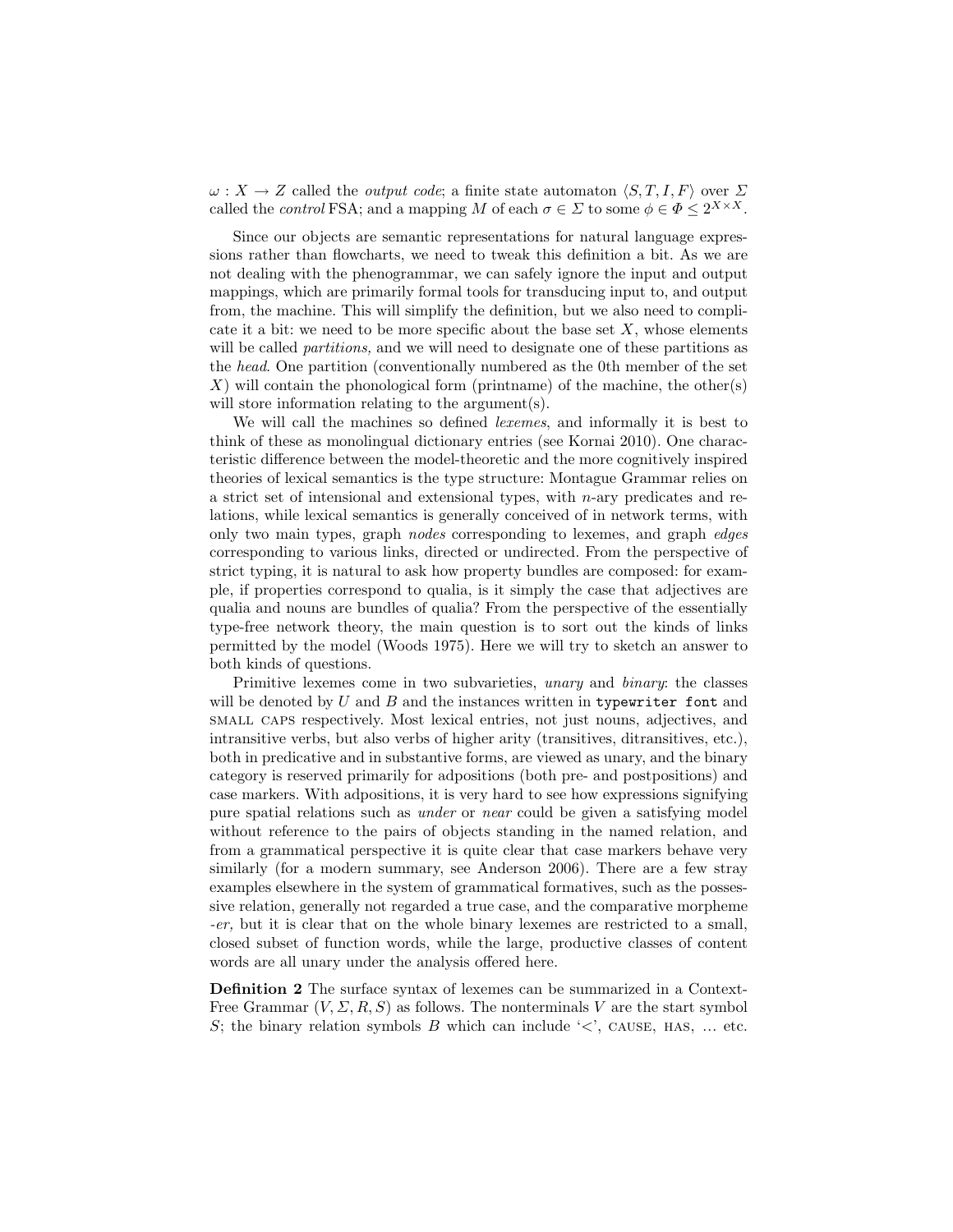$\omega : X \rightarrow Z$ called the *output code*; a finite state automaton $\langle S, T, I, F \rangle$ over $\Sigma$ called the *control* FSA; and a mapping $M$ of each $\sigma \in \Sigma$ to some $\phi \in \Phi \leq 2^{X \times X}$.

Since our objects are semantic representations for natural language expressions rather than flowcharts, we need to tweak this definition a bit. As we are not dealing with the phenogrammar, we can safely ignore the input and output mappings, which are primarily formal tools for transducing input to, and output from, the machine. This will simplify the definition, but we also need to complicate it a bit: we need to be more specific about the base set $X$, whose elements will be called *partitions,* and we will need to designate one of these partitions as the *head*. One partition (conventionally numbered as the 0th member of the set $X$) will contain the phonological form (printname) of the machine, the other(s) will store information relating to the argument(s).

We will call the machines so defined *lexemes*, and informally it is best to think of these as monolingual dictionary entries (see Kornai 2010). One characteristic difference between the model-theoretic and the more cognitively inspired theories of lexical semantics is the type structure: Montague Grammar relies on a strict set of intensional and extensional types, with $n$-ary predicates and relations, while lexical semantics is generally conceived of in network terms, with only two main types, graph *nodes* corresponding to lexemes, and graph *edges* corresponding to various links, directed or undirected. From the perspective of strict typing, it is natural to ask how property bundles are composed: for example, if properties correspond to qualia, is it simply the case that adjectives are qualia and nouns are bundles of qualia? From the perspective of the essentially type-free network theory, the main question is to sort out the kinds of links permitted by the model (Woods 1975). Here we will try to sketch an answer to both kinds of questions.

Primitive lexemes come in two subvarieties, *unary* and *binary*: the classes will be denoted by $U$ and $B$ and the instances written in `typewriter font` and SMALL CAPS respectively. Most lexical entries, not just nouns, adjectives, and intransitive verbs, but also verbs of higher arity (transitives, ditransitives, etc.), both in predicative and in substantive forms, are viewed as unary, and the binary category is reserved primarily for adpositions (both pre- and postpositions) and case markers. With adpositions, it is very hard to see how expressions signifying pure spatial relations such as *under* or *near* could be given a satisfying model without reference to the pairs of objects standing in the named relation, and from a grammatical perspective it is quite clear that case markers behave very similarly (for a modern summary, see Anderson 2006). There are a few stray examples elsewhere in the system of grammatical formatives, such as the possessive relation, generally not regarded a true case, and the comparative morpheme *-er,* but it is clear that on the whole binary lexemes are restricted to a small, closed subset of function words, while the large, productive classes of content words are all unary under the analysis offered here.

**Definition 2** The surface syntax of lexemes can be summarized in a Context-Free Grammar $(V, \Sigma, R, S)$ as follows. The nonterminals $V$ are the start symbol $S$; the binary relation symbols $B$ which can include '$<$', CAUSE, HAS, ... etc.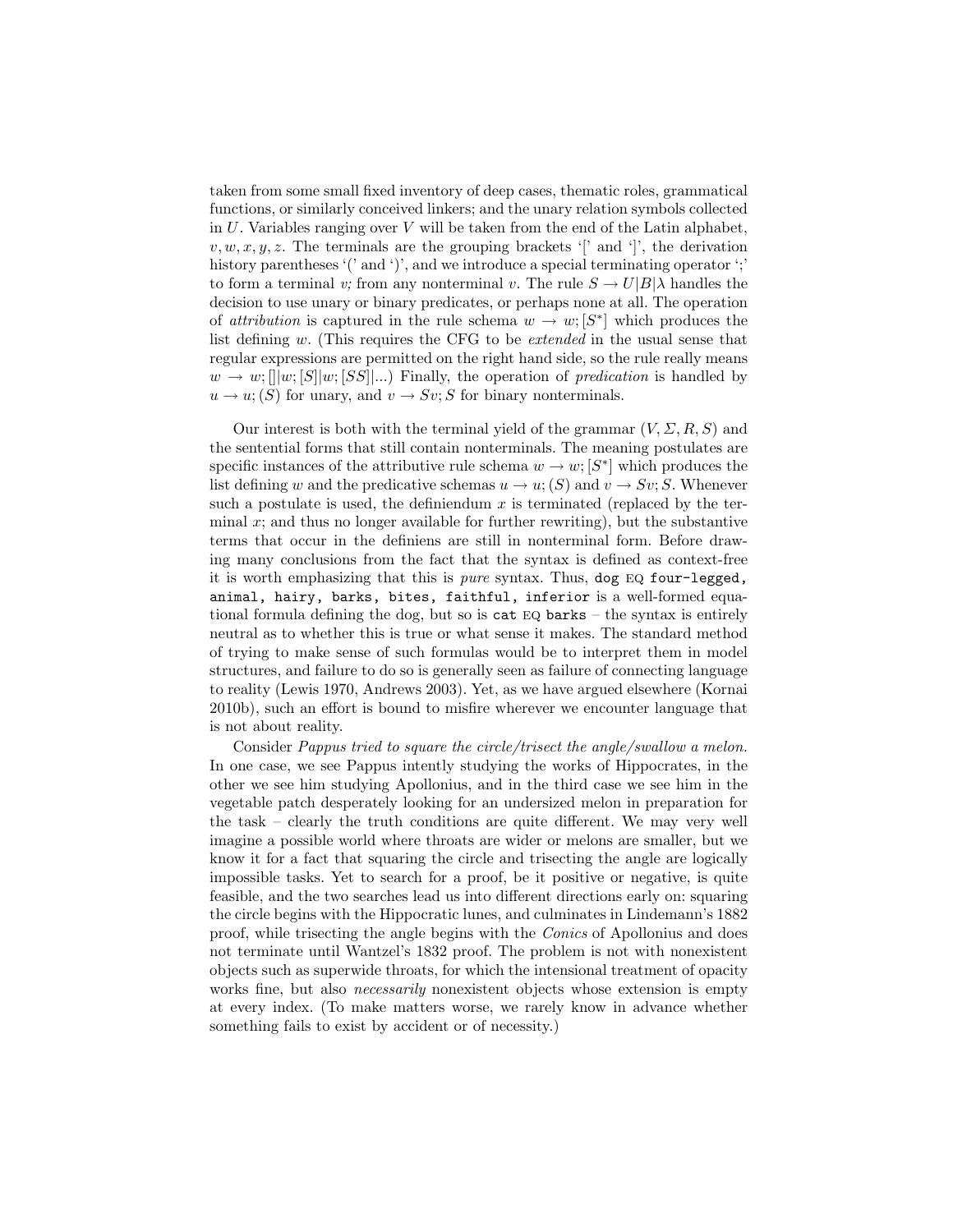taken from some small fixed inventory of deep cases, thematic roles, grammatical functions, or similarly conceived linkers; and the unary relation symbols collected in $U$. Variables ranging over $V$ will be taken from the end of the Latin alphabet, $v, w, x, y, z$. The terminals are the grouping brackets '[' and ']', the derivation history parentheses '(' and ')', and we introduce a special terminating operator ';' to form a terminal *v;* from any nonterminal $v$. The rule $S \rightarrow U|B|\lambda$ handles the decision to use unary or binary predicates, or perhaps none at all. The operation of *attribution* is captured in the rule schema $w \rightarrow w; [S^*]$ which produces the list defining $w$. (This requires the CFG to be *extended* in the usual sense that regular expressions are permitted on the right hand side, so the rule really means $w \rightarrow w; []|w; [S]|w; [SS]|...$) Finally, the operation of *predication* is handled by $u \rightarrow u; (S)$ for unary, and $v \rightarrow Sv; S$ for binary nonterminals.

Our interest is both with the terminal yield of the grammar $(V, \Sigma, R, S)$ and the sentential forms that still contain nonterminals. The meaning postulates are specific instances of the attributive rule schema $w \rightarrow w; [S^*]$ which produces the list defining $w$ and the predicative schemas $u \rightarrow u; (S)$ and $v \rightarrow Sv; S$. Whenever such a postulate is used, the definiendum $x$ is terminated (replaced by the terminal $x$; and thus no longer available for further rewriting), but the substantive terms that occur in the definiens are still in nonterminal form. Before drawing many conclusions from the fact that the syntax is defined as context-free it is worth emphasizing that this is *pure* syntax. Thus, `dog` EQ `four-legged, animal, hairy, barks, bites, faithful, inferior` is a well-formed equational formula defining the dog, but so is `cat` EQ `barks` – the syntax is entirely neutral as to whether this is true or what sense it makes. The standard method of trying to make sense of such formulas would be to interpret them in model structures, and failure to do so is generally seen as failure of connecting language to reality (Lewis 1970, Andrews 2003). Yet, as we have argued elsewhere (Kornai 2010b), such an effort is bound to misfire wherever we encounter language that is not about reality.

Consider *Pappus tried to square the circle/trisect the angle/swallow a melon.* In one case, we see Pappus intently studying the works of Hippocrates, in the other we see him studying Apollonius, and in the third case we see him in the vegetable patch desperately looking for an undersized melon in preparation for the task – clearly the truth conditions are quite different. We may very well imagine a possible world where throats are wider or melons are smaller, but we know it for a fact that squaring the circle and trisecting the angle are logically impossible tasks. Yet to search for a proof, be it positive or negative, is quite feasible, and the two searches lead us into different directions early on: squaring the circle begins with the Hippocratic lunes, and culminates in Lindemann's 1882 proof, while trisecting the angle begins with the *Conics* of Apollonius and does not terminate until Wantzel's 1832 proof. The problem is not with nonexistent objects such as superwide throats, for which the intensional treatment of opacity works fine, but also *necessarily* nonexistent objects whose extension is empty at every index. (To make matters worse, we rarely know in advance whether something fails to exist by accident or of necessity.)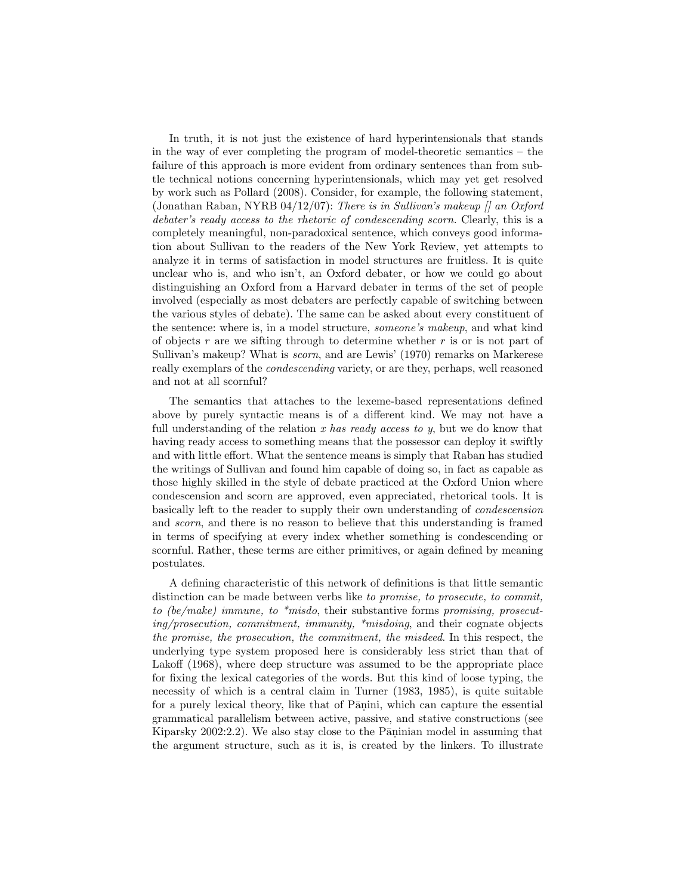In truth, it is not just the existence of hard hyperintensionals that stands in the way of ever completing the program of model-theoretic semantics – the failure of this approach is more evident from ordinary sentences than from subtle technical notions concerning hyperintensionals, which may yet get resolved by work such as Pollard (2008). Consider, for example, the following statement, (Jonathan Raban, NYRB 04/12/07): *There is in Sullivan's makeup [] an Oxford debater's ready access to the rhetoric of condescending scorn.* Clearly, this is a completely meaningful, non-paradoxical sentence, which conveys good information about Sullivan to the readers of the New York Review, yet attempts to analyze it in terms of satisfaction in model structures are fruitless. It is quite unclear who is, and who isn't, an Oxford debater, or how we could go about distinguishing an Oxford from a Harvard debater in terms of the set of people involved (especially as most debaters are perfectly capable of switching between the various styles of debate). The same can be asked about every constituent of the sentence: where is, in a model structure, *someone's makeup*, and what kind of objects $r$ are we sifting through to determine whether $r$ is or is not part of Sullivan's makeup? What is *scorn*, and are Lewis' (1970) remarks on Markerese really exemplars of the *condescending* variety, or are they, perhaps, well reasoned and not at all scornful?

The semantics that attaches to the lexeme-based representations defined above by purely syntactic means is of a different kind. We may not have a full understanding of the relation *x has ready access to y*, but we do know that having ready access to something means that the possessor can deploy it swiftly and with little effort. What the sentence means is simply that Raban has studied the writings of Sullivan and found him capable of doing so, in fact as capable as those highly skilled in the style of debate practiced at the Oxford Union where condescension and scorn are approved, even appreciated, rhetorical tools. It is basically left to the reader to supply their own understanding of *condescension* and *scorn*, and there is no reason to believe that this understanding is framed in terms of specifying at every index whether something is condescending or scornful. Rather, these terms are either primitives, or again defined by meaning postulates.

A defining characteristic of this network of definitions is that little semantic distinction can be made between verbs like *to promise, to prosecute, to commit, to (be/make) immune, to *misdo*, their substantive forms *promising, prosecuting/prosecution, commitment, immunity, *misdoing*, and their cognate objects *the promise, the prosecution, the commitment, the misdeed*. In this respect, the underlying type system proposed here is considerably less strict than that of Lakoff (1968), where deep structure was assumed to be the appropriate place for fixing the lexical categories of the words. But this kind of loose typing, the necessity of which is a central claim in Turner (1983, 1985), is quite suitable for a purely lexical theory, like that of Pāṇini, which can capture the essential grammatical parallelism between active, passive, and stative constructions (see Kiparsky 2002:2.2). We also stay close to the Pāṇinian model in assuming that the argument structure, such as it is, is created by the linkers. To illustrate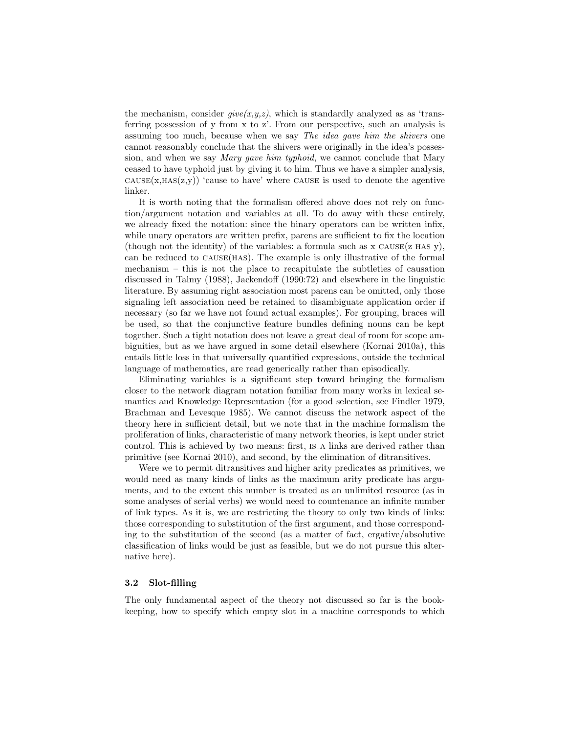the mechanism, consider *give(x,y,z)*, which is standardly analyzed as as 'transferring possession of y from x to z'. From our perspective, such an analysis is assuming too much, because when we say *The idea gave him the shivers* one cannot reasonably conclude that the shivers were originally in the idea's possession, and when we say *Mary gave him typhoid*, we cannot conclude that Mary ceased to have typhoid just by giving it to him. Thus we have a simpler analysis, CAUSE(x,HAS(z,y)) 'cause to have' where CAUSE is used to denote the agentive linker.

It is worth noting that the formalism offered above does not rely on function/argument notation and variables at all. To do away with these entirely, we already fixed the notation: since the binary operators can be written infix, while unary operators are written prefix, parens are sufficient to fix the location (though not the identity) of the variables: a formula such as x CAUSE(z HAS y), can be reduced to CAUSE(HAS). The example is only illustrative of the formal mechanism – this is not the place to recapitulate the subtleties of causation discussed in Talmy (1988), Jackendoff (1990:72) and elsewhere in the linguistic literature. By assuming right association most parens can be omitted, only those signaling left association need be retained to disambiguate application order if necessary (so far we have not found actual examples). For grouping, braces will be used, so that the conjunctive feature bundles defining nouns can be kept together. Such a tight notation does not leave a great deal of room for scope ambiguities, but as we have argued in some detail elsewhere (Kornai 2010a), this entails little loss in that universally quantified expressions, outside the technical language of mathematics, are read generically rather than episodically.

Eliminating variables is a significant step toward bringing the formalism closer to the network diagram notation familiar from many works in lexical semantics and Knowledge Representation (for a good selection, see Findler 1979, Brachman and Levesque 1985). We cannot discuss the network aspect of the theory here in sufficient detail, but we note that in the machine formalism the proliferation of links, characteristic of many network theories, is kept under strict control. This is achieved by two means: first, IS_A links are derived rather than primitive (see Kornai 2010), and second, by the elimination of ditransitives.

Were we to permit ditransitives and higher arity predicates as primitives, we would need as many kinds of links as the maximum arity predicate has arguments, and to the extent this number is treated as an unlimited resource (as in some analyses of serial verbs) we would need to countenance an infinite number of link types. As it is, we are restricting the theory to only two kinds of links: those corresponding to substitution of the first argument, and those corresponding to the substitution of the second (as a matter of fact, ergative/absolutive classification of links would be just as feasible, but we do not pursue this alternative here).

### 3.2 Slot-filling

The only fundamental aspect of the theory not discussed so far is the bookkeeping, how to specify which empty slot in a machine corresponds to which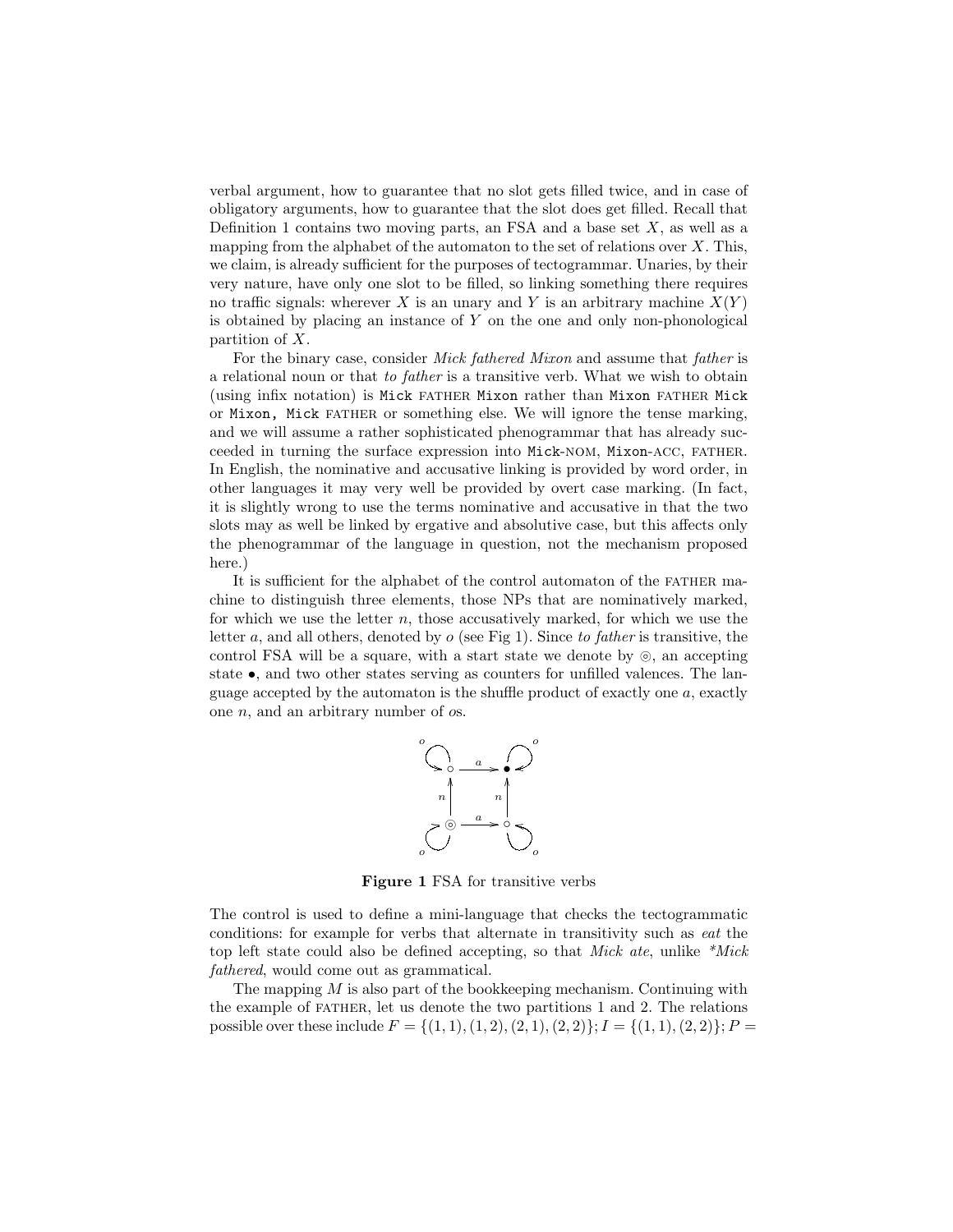verbal argument, how to guarantee that no slot gets filled twice, and in case of obligatory arguments, how to guarantee that the slot does get filled. Recall that Definition 1 contains two moving parts, an FSA and a base set $X$, as well as a mapping from the alphabet of the automaton to the set of relations over $X$. This, we claim, is already sufficient for the purposes of tectogrammar. Unaries, by their very nature, have only one slot to be filled, so linking something there requires no traffic signals: wherever $X$ is an unary and $Y$ is an arbitrary machine $X(Y)$ is obtained by placing an instance of $Y$ on the one and only non-phonological partition of $X$.

For the binary case, consider *Mick fathered Mixon* and assume that *father* is a relational noun or that *to father* is a transitive verb. What we wish to obtain (using infix notation) is `Mick` FATHER `Mixon` rather than `Mixon` FATHER `Mick` or `Mixon, Mick` FATHER or something else. We will ignore the tense marking, and we will assume a rather sophisticated phenogrammar that has already succeeded in turning the surface expression into `Mick`-NOM, `Mixon`-ACC, FATHER. In English, the nominative and accusative linking is provided by word order, in other languages it may very well be provided by overt case marking. (In fact, it is slightly wrong to use the terms nominative and accusative in that the two slots may as well be linked by ergative and absolutive case, but this affects only the phenogrammar of the language in question, not the mechanism proposed here.)

It is sufficient for the alphabet of the control automaton of the FATHER machine to distinguish three elements, those NPs that are nominatively marked, for which we use the letter $n$, those accusatively marked, for which we use the letter $a$, and all others, denoted by $o$ (see Fig 1). Since *to father* is transitive, the control FSA will be a square, with a start state we denote by $\circledcirc$, an accepting state $\bullet$, and two other states serving as counters for unfilled valences. The language accepted by the automaton is the shuffle product of exactly one $a$, exactly one $n$, and an arbitrary number of $o$s.

**Figure 1** FSA for transitive verbs

The control is used to define a mini-language that checks the tectogrammatic conditions: for example for verbs that alternate in transitivity such as *eat* the top left state could also be defined accepting, so that *Mick ate*, unlike *\*Mick fathered*, would come out as grammatical.

The mapping $M$ is also part of the bookkeeping mechanism. Continuing with the example of FATHER, let us denote the two partitions 1 and 2. The relations possible over these include $F = \{(1,1),(1,2),(2,1),(2,2)\}$; $I = \{(1,1),(2,2)\}$; $P =$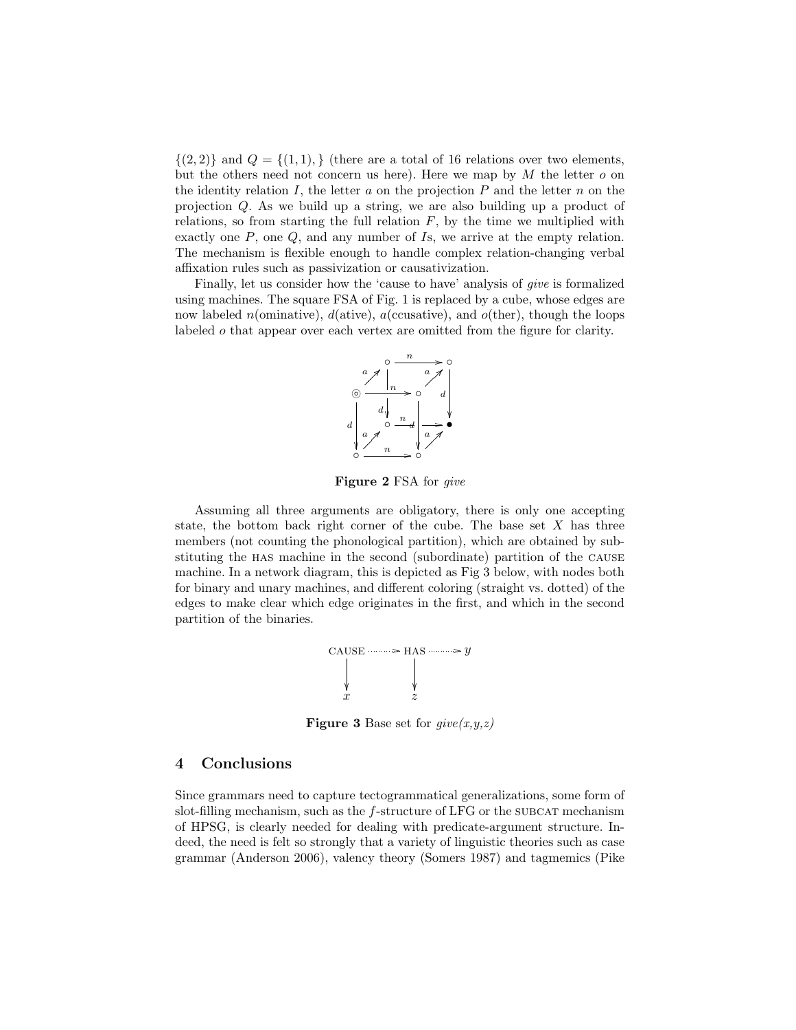$\{(2,2)\}$ and $Q = \{(1,1),\}$ (there are a total of 16 relations over two elements, but the others need not concern us here). Here we map by $M$ the letter $o$ on the identity relation $I$, the letter $a$ on the projection $P$ and the letter $n$ on the projection $Q$. As we build up a string, we are also building up a product of relations, so from starting the full relation $F$, by the time we multiplied with exactly one $P$, one $Q$, and any number of $I$s, we arrive at the empty relation. The mechanism is flexible enough to handle complex relation-changing verbal affixation rules such as passivization or causativization.

Finally, let us consider how the 'cause to have' analysis of *give* is formalized using machines. The square FSA of Fig. 1 is replaced by a cube, whose edges are now labeled $n$(ominative), $d$(ative), $a$(ccusative), and $o$(ther), though the loops labeled $o$ that appear over each vertex are omitted from the figure for clarity.

**Figure 2** FSA for *give*

Assuming all three arguments are obligatory, there is only one accepting state, the bottom back right corner of the cube. The base set $X$ has three members (not counting the phonological partition), which are obtained by substituting the HAS machine in the second (subordinate) partition of the CAUSE machine. In a network diagram, this is depicted as Fig 3 below, with nodes both for binary and unary machines, and different coloring (straight vs. dotted) of the edges to make clear which edge originates in the first, and which in the second partition of the binaries.

**Figure 3** Base set for *give(x,y,z)*

## 4 Conclusions

Since grammars need to capture tectogrammatical generalizations, some form of slot-filling mechanism, such as the $f$-structure of LFG or the SUBCAT mechanism of HPSG, is clearly needed for dealing with predicate-argument structure. Indeed, the need is felt so strongly that a variety of linguistic theories such as case grammar (Anderson 2006), valency theory (Somers 1987) and tagmemics (Pike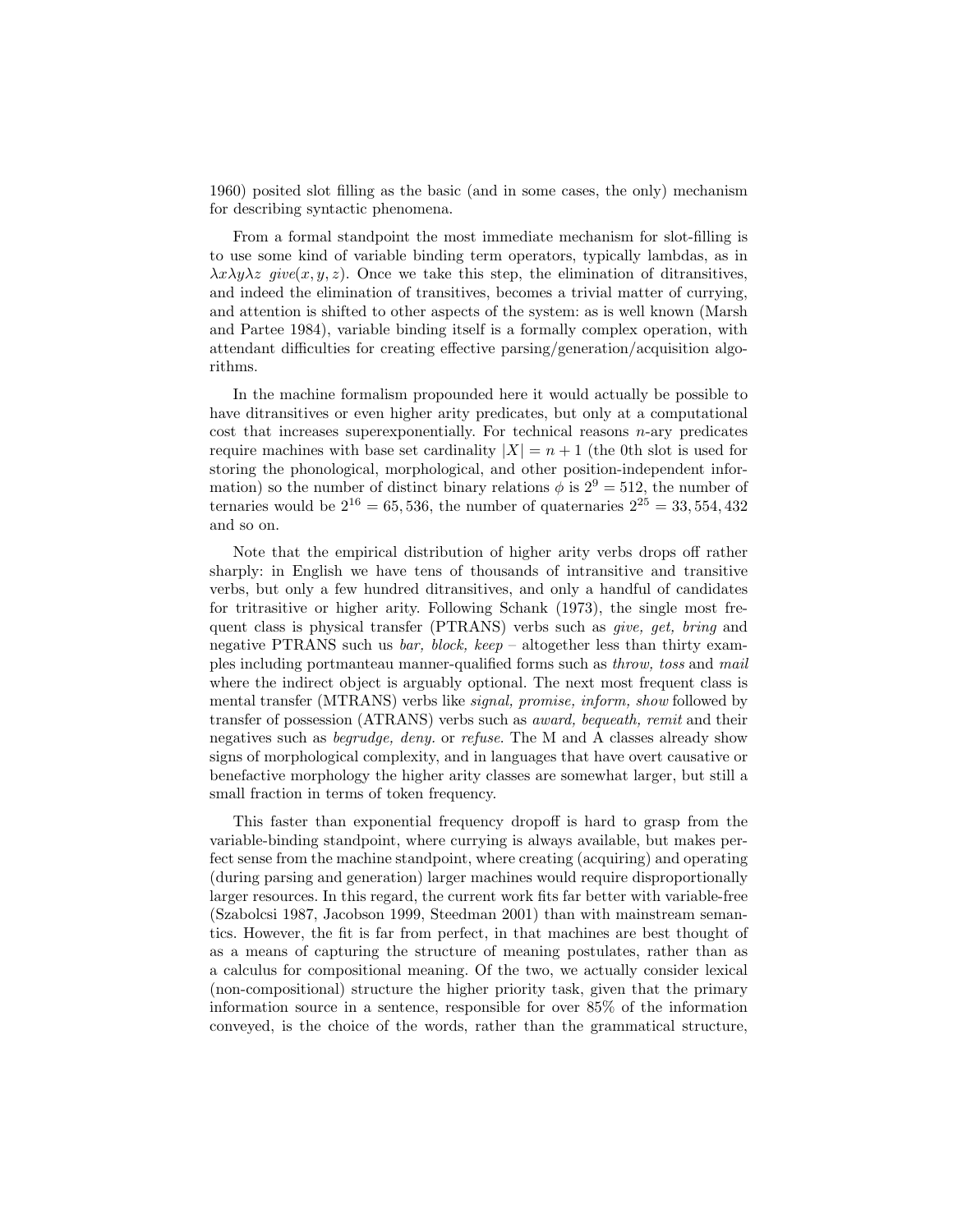1960) posited slot filling as the basic (and in some cases, the only) mechanism for describing syntactic phenomena.

From a formal standpoint the most immediate mechanism for slot-filling is to use some kind of variable binding term operators, typically lambdas, as in $\lambda x \lambda y \lambda z \; give(x, y, z)$. Once we take this step, the elimination of ditransitives, and indeed the elimination of transitives, becomes a trivial matter of currying, and attention is shifted to other aspects of the system: as is well known (Marsh and Partee 1984), variable binding itself is a formally complex operation, with attendant difficulties for creating effective parsing/generation/acquisition algorithms.

In the machine formalism propounded here it would actually be possible to have ditransitives or even higher arity predicates, but only at a computational cost that increases superexponentially. For technical reasons $n$-ary predicates require machines with base set cardinality $|X| = n + 1$ (the 0th slot is used for storing the phonological, morphological, and other position-independent information) so the number of distinct binary relations $\phi$ is $2^9 = 512$, the number of ternaries would be $2^{16} = 65,536$, the number of quaternaries $2^{25} = 33,554,432$ and so on.

Note that the empirical distribution of higher arity verbs drops off rather sharply: in English we have tens of thousands of intransitive and transitive verbs, but only a few hundred ditransitives, and only a handful of candidates for tritrasitive or higher arity. Following Schank (1973), the single most frequent class is physical transfer (PTRANS) verbs such as *give, get, bring* and negative PTRANS such us *bar, block, keep* – altogether less than thirty examples including portmanteau manner-qualified forms such as *throw, toss* and *mail* where the indirect object is arguably optional. The next most frequent class is mental transfer (MTRANS) verbs like *signal, promise, inform, show* followed by transfer of possession (ATRANS) verbs such as *award, bequeath, remit* and their negatives such as *begrudge, deny.* or *refuse*. The M and A classes already show signs of morphological complexity, and in languages that have overt causative or benefactive morphology the higher arity classes are somewhat larger, but still a small fraction in terms of token frequency.

This faster than exponential frequency dropoff is hard to grasp from the variable-binding standpoint, where currying is always available, but makes perfect sense from the machine standpoint, where creating (acquiring) and operating (during parsing and generation) larger machines would require disproportionally larger resources. In this regard, the current work fits far better with variable-free (Szabolcsi 1987, Jacobson 1999, Steedman 2001) than with mainstream semantics. However, the fit is far from perfect, in that machines are best thought of as a means of capturing the structure of meaning postulates, rather than as a calculus for compositional meaning. Of the two, we actually consider lexical (non-compositional) structure the higher priority task, given that the primary information source in a sentence, responsible for over 85% of the information conveyed, is the choice of the words, rather than the grammatical structure,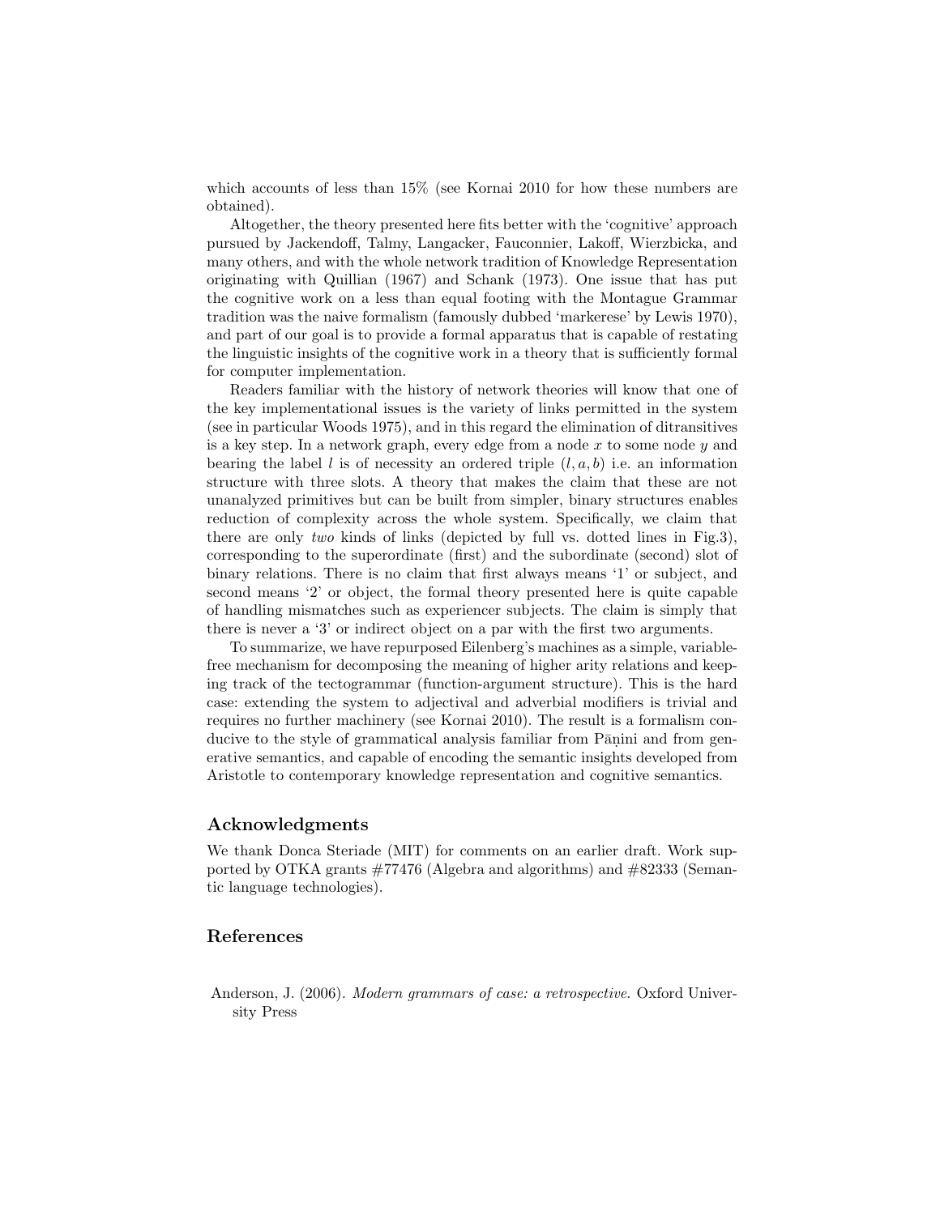which accounts of less than 15% (see Kornai 2010 for how these numbers are obtained).

Altogether, the theory presented here fits better with the 'cognitive' approach pursued by Jackendoff, Talmy, Langacker, Fauconnier, Lakoff, Wierzbicka, and many others, and with the whole network tradition of Knowledge Representation originating with Quillian (1967) and Schank (1973). One issue that has put the cognitive work on a less than equal footing with the Montague Grammar tradition was the naive formalism (famously dubbed 'markerese' by Lewis 1970), and part of our goal is to provide a formal apparatus that is capable of restating the linguistic insights of the cognitive work in a theory that is sufficiently formal for computer implementation.

Readers familiar with the history of network theories will know that one of the key implementational issues is the variety of links permitted in the system (see in particular Woods 1975), and in this regard the elimination of ditransitives is a key step. In a network graph, every edge from a node $x$ to some node $y$ and bearing the label $l$ is of necessity an ordered triple $(l, a, b)$ i.e. an information structure with three slots. A theory that makes the claim that these are not unanalyzed primitives but can be built from simpler, binary structures enables reduction of complexity across the whole system. Specifically, we claim that there are only *two* kinds of links (depicted by full vs. dotted lines in Fig.3), corresponding to the superordinate (first) and the subordinate (second) slot of binary relations. There is no claim that first always means '1' or subject, and second means '2' or object, the formal theory presented here is quite capable of handling mismatches such as experiencer subjects. The claim is simply that there is never a '3' or indirect object on a par with the first two arguments.

To summarize, we have repurposed Eilenberg's machines as a simple, variable-free mechanism for decomposing the meaning of higher arity relations and keeping track of the tectogrammar (function-argument structure). This is the hard case: extending the system to adjectival and adverbial modifiers is trivial and requires no further machinery (see Kornai 2010). The result is a formalism conducive to the style of grammatical analysis familiar from Pāṇini and from generative semantics, and capable of encoding the semantic insights developed from Aristotle to contemporary knowledge representation and cognitive semantics.

## Acknowledgments

We thank Donca Steriade (MIT) for comments on an earlier draft. Work supported by OTKA grants #77476 (Algebra and algorithms) and #82333 (Semantic language technologies).

## References

Anderson, J. (2006). *Modern grammars of case: a retrospective*. Oxford University Press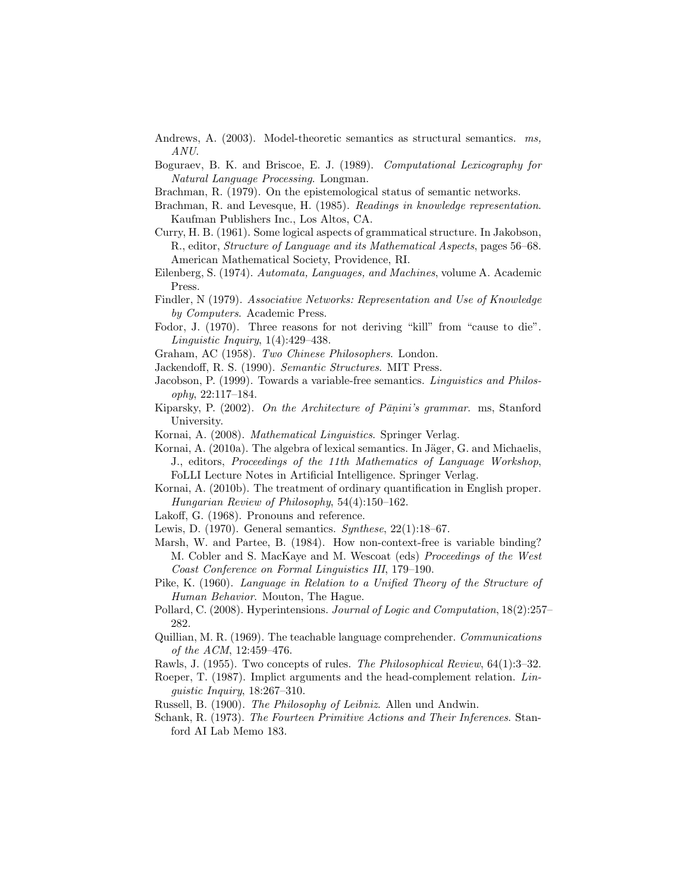Andrews, A. (2003). Model-theoretic semantics as structural semantics. *ms, ANU*.

Boguraev, B. K. and Briscoe, E. J. (1989). *Computational Lexicography for Natural Language Processing*. Longman.

Brachman, R. (1979). On the epistemological status of semantic networks.

Brachman, R. and Levesque, H. (1985). *Readings in knowledge representation*. Kaufman Publishers Inc., Los Altos, CA.

Curry, H. B. (1961). Some logical aspects of grammatical structure. In Jakobson, R., editor, *Structure of Language and its Mathematical Aspects*, pages 56–68. American Mathematical Society, Providence, RI.

Eilenberg, S. (1974). *Automata, Languages, and Machines*, volume A. Academic Press.

Findler, N (1979). *Associative Networks: Representation and Use of Knowledge by Computers*. Academic Press.

Fodor, J. (1970). Three reasons for not deriving "kill" from "cause to die". *Linguistic Inquiry*, 1(4):429–438.

Graham, AC (1958). *Two Chinese Philosophers*. London.

Jackendoff, R. S. (1990). *Semantic Structures*. MIT Press.

Jacobson, P. (1999). Towards a variable-free semantics. *Linguistics and Philosophy*, 22:117–184.

Kiparsky, P. (2002). *On the Architecture of Pāṇini's grammar.* ms, Stanford University.

Kornai, A. (2008). *Mathematical Linguistics*. Springer Verlag.

Kornai, A. (2010a). The algebra of lexical semantics. In Jäger, G. and Michaelis, J., editors, *Proceedings of the 11th Mathematics of Language Workshop*, FoLLI Lecture Notes in Artificial Intelligence. Springer Verlag.

Kornai, A. (2010b). The treatment of ordinary quantification in English proper. *Hungarian Review of Philosophy*, 54(4):150–162.

Lakoff, G. (1968). Pronouns and reference.

Lewis, D. (1970). General semantics. *Synthese*, 22(1):18–67.

Marsh, W. and Partee, B. (1984). How non-context-free is variable binding? M. Cobler and S. MacKaye and M. Wescoat (eds) *Proceedings of the West Coast Conference on Formal Linguistics III*, 179–190.

Pike, K. (1960). *Language in Relation to a Unified Theory of the Structure of Human Behavior.* Mouton, The Hague.

Pollard, C. (2008). Hyperintensions. *Journal of Logic and Computation*, 18(2):257–282.

Quillian, M. R. (1969). The teachable language comprehender. *Communications of the ACM*, 12:459–476.

Rawls, J. (1955). Two concepts of rules. *The Philosophical Review*, 64(1):3–32.

Roeper, T. (1987). Implict arguments and the head-complement relation. *Linguistic Inquiry*, 18:267–310.

Russell, B. (1900). *The Philosophy of Leibniz*. Allen und Andwin.

Schank, R. (1973). *The Fourteen Primitive Actions and Their Inferences*. Stanford AI Lab Memo 183.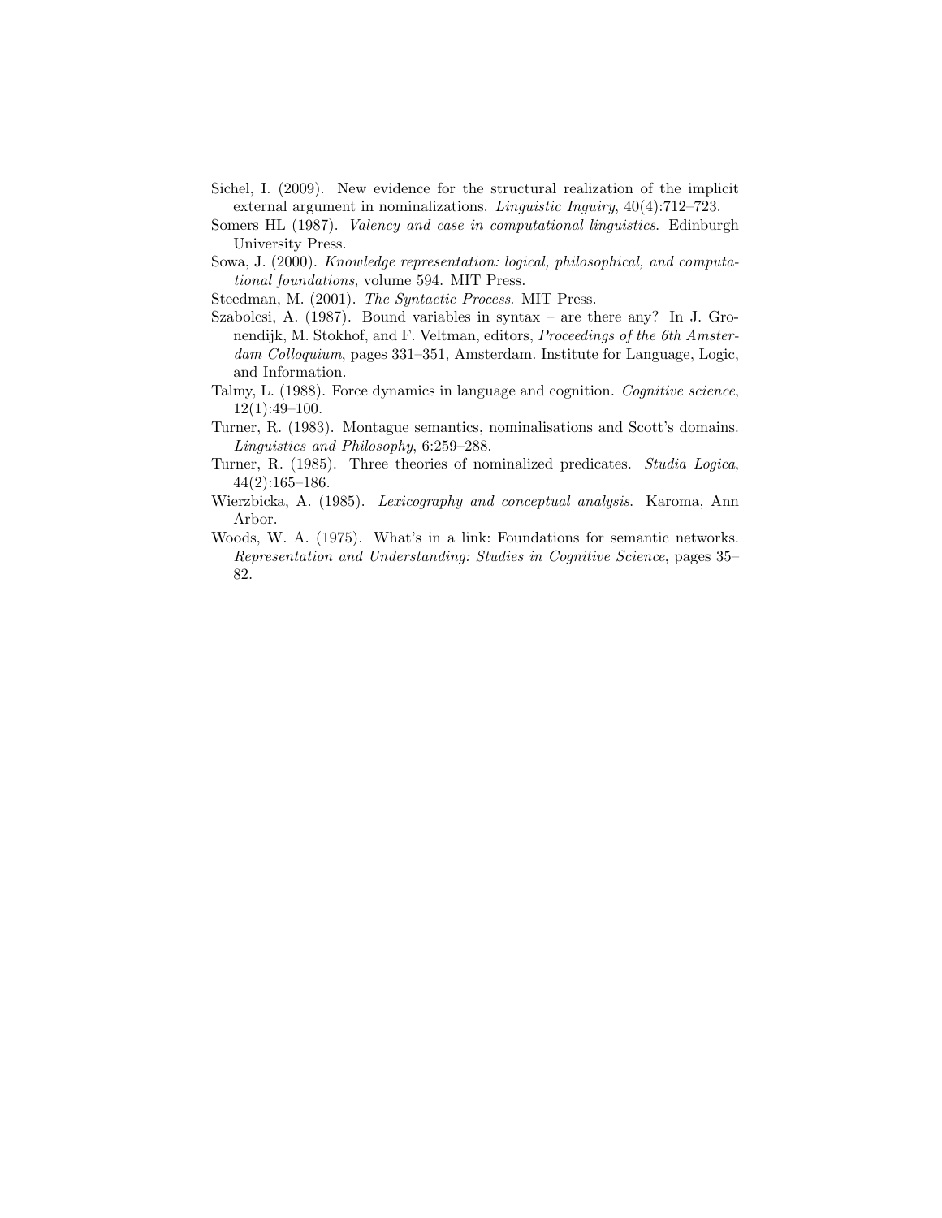Sichel, I. (2009). New evidence for the structural realization of the implicit external argument in nominalizations. *Linguistic Inguiry*, 40(4):712–723.

Somers HL (1987). *Valency and case in computational linguistics*. Edinburgh University Press.

Sowa, J. (2000). *Knowledge representation: logical, philosophical, and computational foundations*, volume 594. MIT Press.

Steedman, M. (2001). *The Syntactic Process*. MIT Press.

Szabolcsi, A. (1987). Bound variables in syntax – are there any? In J. Groenendijk, M. Stokhof, and F. Veltman, editors, *Proceedings of the 6th Amsterdam Colloquium*, pages 331–351, Amsterdam. Institute for Language, Logic, and Information.

Talmy, L. (1988). Force dynamics in language and cognition. *Cognitive science*, 12(1):49–100.

Turner, R. (1983). Montague semantics, nominalisations and Scott's domains. *Linguistics and Philosophy*, 6:259–288.

Turner, R. (1985). Three theories of nominalized predicates. *Studia Logica*, 44(2):165–186.

Wierzbicka, A. (1985). *Lexicography and conceptual analysis*. Karoma, Ann Arbor.

Woods, W. A. (1975). What's in a link: Foundations for semantic networks. *Representation and Understanding: Studies in Cognitive Science*, pages 35–82.